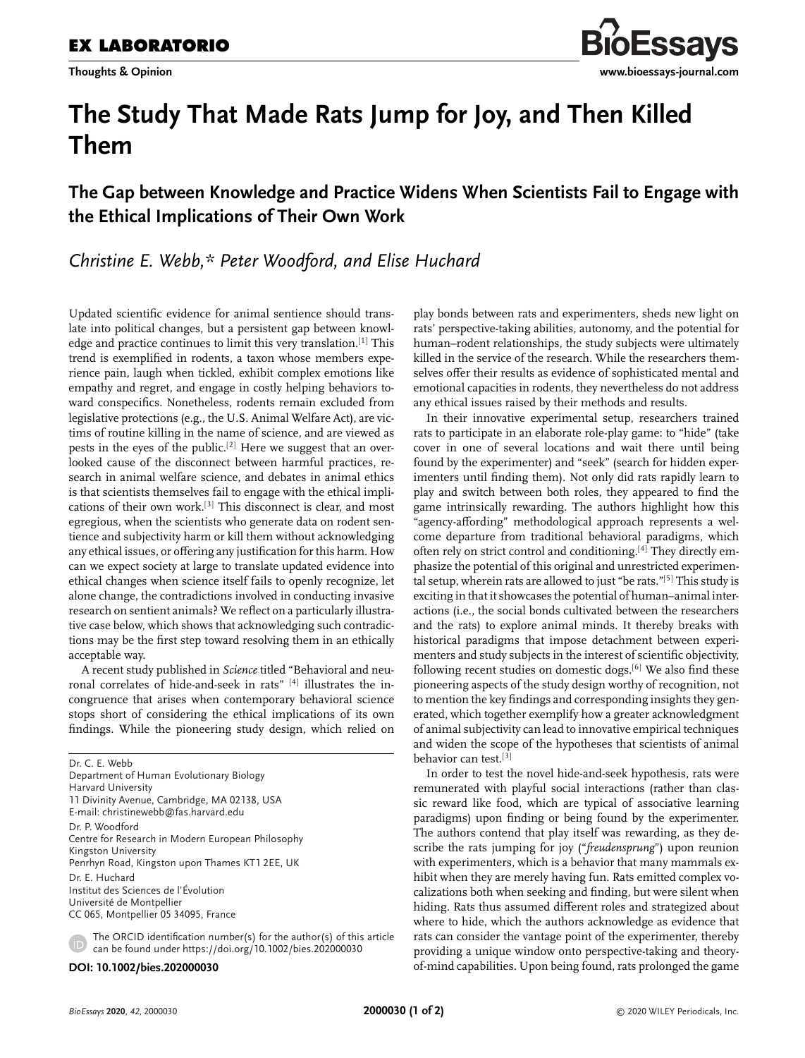**EX LABORATORIO**

**Thoughts & Opinion**

# The Study That Made Rats Jump for Joy, and Then Killed Them

## The Gap between Knowledge and Practice Widens When Scientists Fail to Engage with the Ethical Implications of Their Own Work

*Christine E. Webb,\* Peter Woodford, and Elise Huchard*

Updated scientific evidence for animal sentience should translate into political changes, but a persistent gap between knowledge and practice continues to limit this very translation.[1] This trend is exemplified in rodents, a taxon whose members experience pain, laugh when tickled, exhibit complex emotions like empathy and regret, and engage in costly helping behaviors toward conspecifics. Nonetheless, rodents remain excluded from legislative protections (e.g., the U.S. Animal Welfare Act), are victims of routine killing in the name of science, and are viewed as pests in the eyes of the public.[2] Here we suggest that an overlooked cause of the disconnect between harmful practices, research in animal welfare science, and debates in animal ethics is that scientists themselves fail to engage with the ethical implications of their own work.[3] This disconnect is clear, and most egregious, when the scientists who generate data on rodent sentience and subjectivity harm or kill them without acknowledging any ethical issues, or offering any justification for this harm. How can we expect society at large to translate updated evidence into ethical changes when science itself fails to openly recognize, let alone change, the contradictions involved in conducting invasive research on sentient animals? We reflect on a particularly illustrative case below, which shows that acknowledging such contradictions may be the first step toward resolving them in an ethically acceptable way.

A recent study published in *Science* titled "Behavioral and neuronal correlates of hide-and-seek in rats" [4] illustrates the incongruence that arises when contemporary behavioral science stops short of considering the ethical implications of its own findings. While the pioneering study design, which relied on play bonds between rats and experimenters, sheds new light on rats' perspective-taking abilities, autonomy, and the potential for human–rodent relationships, the study subjects were ultimately killed in the service of the research. While the researchers themselves offer their results as evidence of sophisticated mental and emotional capacities in rodents, they nevertheless do not address any ethical issues raised by their methods and results.

In their innovative experimental setup, researchers trained rats to participate in an elaborate role-play game: to "hide" (take cover in one of several locations and wait there until being found by the experimenter) and "seek" (search for hidden experimenters until finding them). Not only did rats rapidly learn to play and switch between both roles, they appeared to find the game intrinsically rewarding. The authors highlight how this "agency-affording" methodological approach represents a welcome departure from traditional behavioral paradigms, which often rely on strict control and conditioning.[4] They directly emphasize the potential of this original and unrestricted experimental setup, wherein rats are allowed to just "be rats."[5] This study is exciting in that it showcases the potential of human–animal interactions (i.e., the social bonds cultivated between the researchers and the rats) to explore animal minds. It thereby breaks with historical paradigms that impose detachment between experimenters and study subjects in the interest of scientific objectivity, following recent studies on domestic dogs.[6] We also find these pioneering aspects of the study design worthy of recognition, not to mention the key findings and corresponding insights they generated, which together exemplify how a greater acknowledgment of animal subjectivity can lead to innovative empirical techniques and widen the scope of the hypotheses that scientists of animal behavior can test.[3]

In order to test the novel hide-and-seek hypothesis, rats were remunerated with playful social interactions (rather than classic reward like food, which are typical of associative learning paradigms) upon finding or being found by the experimenter. The authors contend that play itself was rewarding, as they describe the rats jumping for joy ("*freudensprung*") upon reunion with experimenters, which is a behavior that many mammals exhibit when they are merely having fun. Rats emitted complex vocalizations both when seeking and finding, but were silent when hiding. Rats thus assumed different roles and strategized about where to hide, which the authors acknowledge as evidence that rats can consider the vantage point of the experimenter, thereby providing a unique window onto perspective-taking and theory-of-mind capabilities. Upon being found, rats prolonged the game

Dr. C. E. Webb
Department of Human Evolutionary Biology
Harvard University
11 Divinity Avenue, Cambridge, MA 02138, USA
E-mail: christinewebb@fas.harvard.edu

Dr. P. Woodford
Centre for Research in Modern European Philosophy
Kingston University
Penrhyn Road, Kingston upon Thames KT1 2EE, UK

Dr. E. Huchard
Institut des Sciences de l'Évolution
Université de Montpellier
CC 065, Montpellier 05 34095, France

The ORCID identification number(s) for the author(s) of this article can be found under https://doi.org/10.1002/bies.202000030

**DOI: 10.1002/bies.202000030**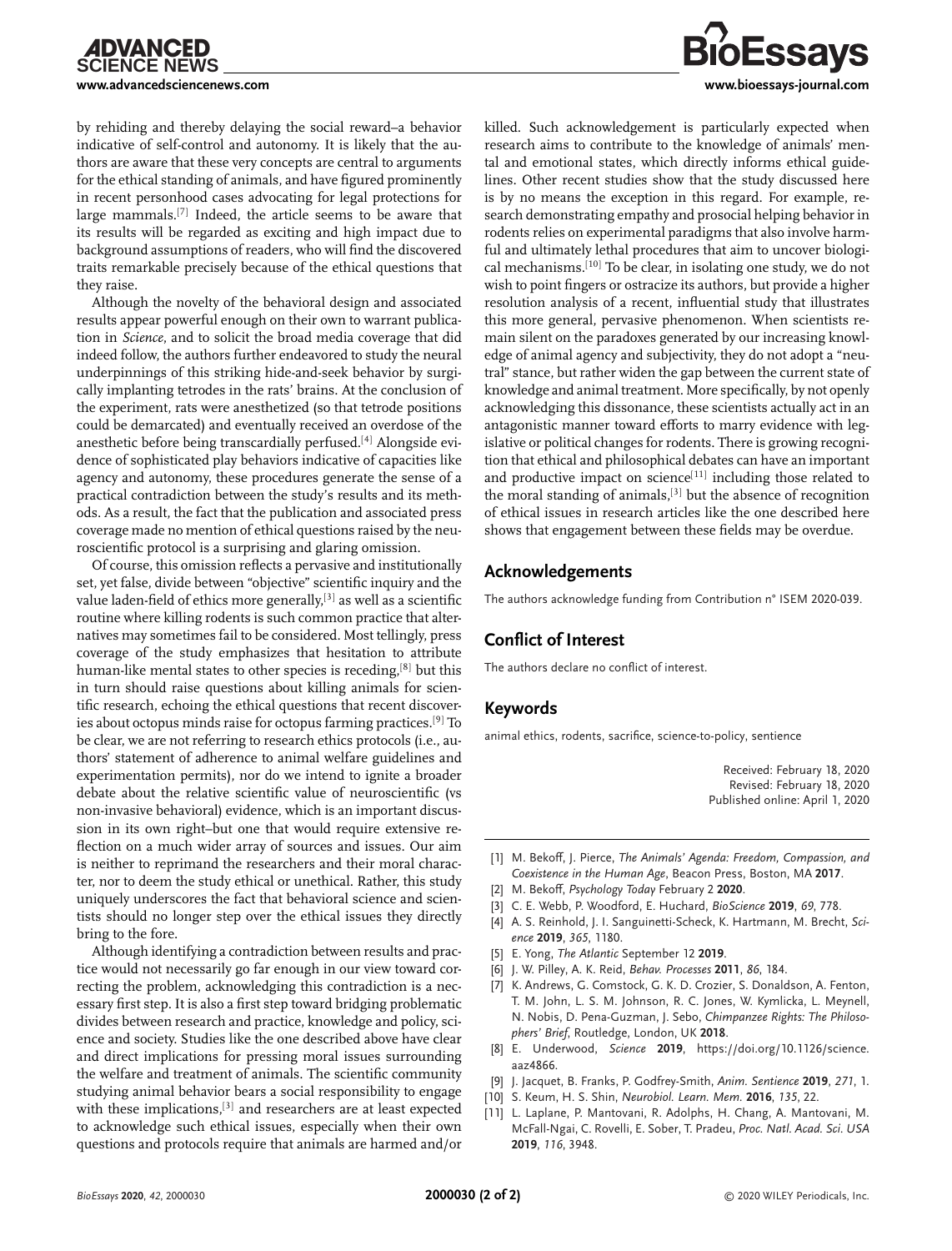by rehiding and thereby delaying the social reward–a behavior indicative of self-control and autonomy. It is likely that the authors are aware that these very concepts are central to arguments for the ethical standing of animals, and have figured prominently in recent personhood cases advocating for legal protections for large mammals.[7] Indeed, the article seems to be aware that its results will be regarded as exciting and high impact due to background assumptions of readers, who will find the discovered traits remarkable precisely because of the ethical questions that they raise.

Although the novelty of the behavioral design and associated results appear powerful enough on their own to warrant publication in *Science*, and to solicit the broad media coverage that did indeed follow, the authors further endeavored to study the neural underpinnings of this striking hide-and-seek behavior by surgically implanting tetrodes in the rats' brains. At the conclusion of the experiment, rats were anesthetized (so that tetrode positions could be demarcated) and eventually received an overdose of the anesthetic before being transcardially perfused.[4] Alongside evidence of sophisticated play behaviors indicative of capacities like agency and autonomy, these procedures generate the sense of a practical contradiction between the study's results and its methods. As a result, the fact that the publication and associated press coverage made no mention of ethical questions raised by the neuroscientific protocol is a surprising and glaring omission.

Of course, this omission reflects a pervasive and institutionally set, yet false, divide between "objective" scientific inquiry and the value laden-field of ethics more generally,[3] as well as a scientific routine where killing rodents is such common practice that alternatives may sometimes fail to be considered. Most tellingly, press coverage of the study emphasizes that hesitation to attribute human-like mental states to other species is receding,[8] but this in turn should raise questions about killing animals for scientific research, echoing the ethical questions that recent discoveries about octopus minds raise for octopus farming practices.[9] To be clear, we are not referring to research ethics protocols (i.e., authors' statement of adherence to animal welfare guidelines and experimentation permits), nor do we intend to ignite a broader debate about the relative scientific value of neuroscientific (vs non-invasive behavioral) evidence, which is an important discussion in its own right–but one that would require extensive reflection on a much wider array of sources and issues. Our aim is neither to reprimand the researchers and their moral character, nor to deem the study ethical or unethical. Rather, this study uniquely underscores the fact that behavioral science and scientists should no longer step over the ethical issues they directly bring to the fore.

Although identifying a contradiction between results and practice would not necessarily go far enough in our view toward correcting the problem, acknowledging this contradiction is a necessary first step. It is also a first step toward bridging problematic divides between research and practice, knowledge and policy, science and society. Studies like the one described above have clear and direct implications for pressing moral issues surrounding the welfare and treatment of animals. The scientific community studying animal behavior bears a social responsibility to engage with these implications,[3] and researchers are at least expected to acknowledge such ethical issues, especially when their own questions and protocols require that animals are harmed and/or killed. Such acknowledgement is particularly expected when research aims to contribute to the knowledge of animals' mental and emotional states, which directly informs ethical guidelines. Other recent studies show that the study discussed here is by no means the exception in this regard. For example, research demonstrating empathy and prosocial helping behavior in rodents relies on experimental paradigms that also involve harmful and ultimately lethal procedures that aim to uncover biological mechanisms.[10] To be clear, in isolating one study, we do not wish to point fingers or ostracize its authors, but provide a higher resolution analysis of a recent, influential study that illustrates this more general, pervasive phenomenon. When scientists remain silent on the paradoxes generated by our increasing knowledge of animal agency and subjectivity, they do not adopt a "neutral" stance, but rather widen the gap between the current state of knowledge and animal treatment. More specifically, by not openly acknowledging this dissonance, these scientists actually act in an antagonistic manner toward efforts to marry evidence with legislative or political changes for rodents. There is growing recognition that ethical and philosophical debates can have an important and productive impact on science[11] including those related to the moral standing of animals,[3] but the absence of recognition of ethical issues in research articles like the one described here shows that engagement between these fields may be overdue.

## Acknowledgements

The authors acknowledge funding from Contribution n° ISEM 2020-039.

## Conflict of Interest

The authors declare no conflict of interest.

## Keywords

animal ethics, rodents, sacrifice, science-to-policy, sentience

Received: February 18, 2020
Revised: February 18, 2020
Published online: April 1, 2020

[1] M. Bekoff, J. Pierce, *The Animals' Agenda: Freedom, Compassion, and Coexistence in the Human Age*, Beacon Press, Boston, MA **2017**.
[2] M. Bekoff, *Psychology Today* February 2 **2020**.
[3] C. E. Webb, P. Woodford, E. Huchard, *BioScience* **2019**, *69*, 778.
[4] A. S. Reinhold, J. I. Sanguinetti-Scheck, K. Hartmann, M. Brecht, *Science* **2019**, *365*, 1180.
[5] E. Yong, *The Atlantic* September 12 **2019**.
[6] J. W. Pilley, A. K. Reid, *Behav. Processes* **2011**, *86*, 184.
[7] K. Andrews, G. Comstock, G. K. D. Crozier, S. Donaldson, A. Fenton, T. M. John, L. S. M. Johnson, R. C. Jones, W. Kymlicka, L. Meynell, N. Nobis, D. Pena-Guzman, J. Sebo, *Chimpanzee Rights: The Philosophers' Brief*, Routledge, London, UK **2018**.
[8] E. Underwood, *Science* **2019**, https://doi.org/10.1126/science.aaz4866.
[9] J. Jacquet, B. Franks, P. Godfrey-Smith, *Anim. Sentience* **2019**, *271*, 1.
[10] S. Keum, H. S. Shin, *Neurobiol. Learn. Mem.* **2016**, *135*, 22.
[11] L. Laplane, P. Mantovani, R. Adolphs, H. Chang, A. Mantovani, M. McFall-Ngai, C. Rovelli, E. Sober, T. Pradeu, *Proc. Natl. Acad. Sci. USA* **2019**, *116*, 3948.